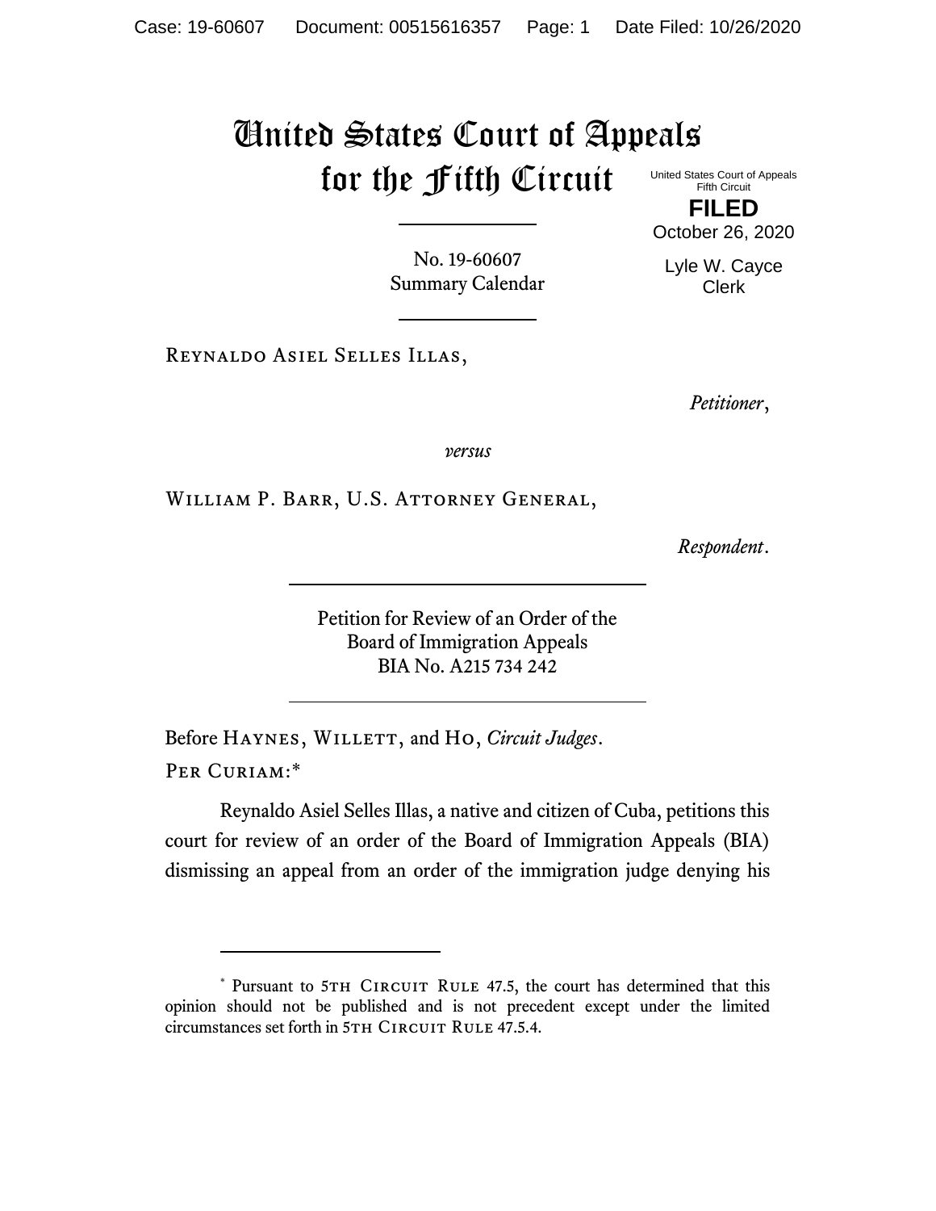# United States Court of Appeals for the Fifth Circuit

United States Court of Appeals
Fifth Circuit

**FILED**

October 26, 2020

Lyle W. Cayce
Clerk

No. 19-60607
Summary Calendar

Reynaldo Asiel Selles Illas,

*Petitioner*,

*versus*

William P. Barr, U.S. Attorney General,

*Respondent*.

Petition for Review of an Order of the
Board of Immigration Appeals
BIA No. A215 734 242

Before Haynes, Willett, and Ho, *Circuit Judges*.

Per Curiam:*

Reynaldo Asiel Selles Illas, a native and citizen of Cuba, petitions this court for review of an order of the Board of Immigration Appeals (BIA) dismissing an appeal from an order of the immigration judge denying his

\* Pursuant to 5th Circuit Rule 47.5, the court has determined that this opinion should not be published and is not precedent except under the limited circumstances set forth in 5th Circuit Rule 47.5.4.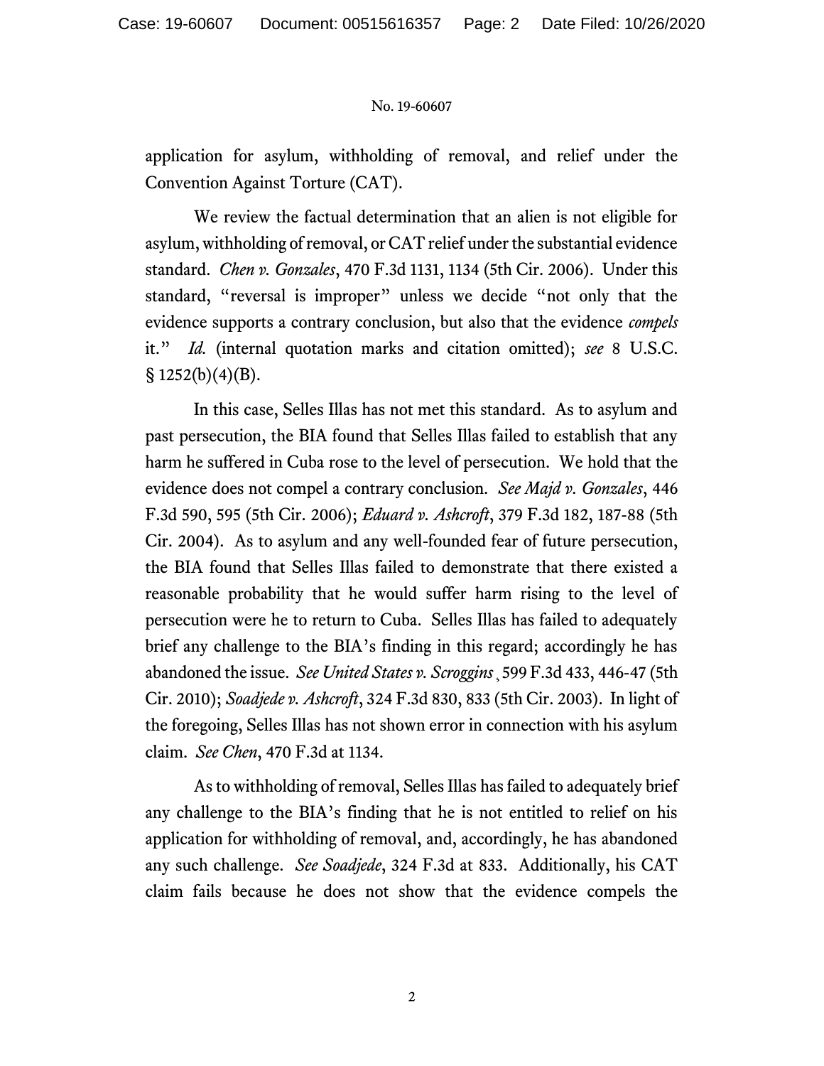application for asylum, withholding of removal, and relief under the Convention Against Torture (CAT).

We review the factual determination that an alien is not eligible for asylum, withholding of removal, or CAT relief under the substantial evidence standard. *Chen v. Gonzales*, 470 F.3d 1131, 1134 (5th Cir. 2006). Under this standard, "reversal is improper" unless we decide "not only that the evidence supports a contrary conclusion, but also that the evidence *compels* it." *Id.* (internal quotation marks and citation omitted); *see* 8 U.S.C. § 1252(b)(4)(B).

In this case, Selles Illas has not met this standard. As to asylum and past persecution, the BIA found that Selles Illas failed to establish that any harm he suffered in Cuba rose to the level of persecution. We hold that the evidence does not compel a contrary conclusion. *See Majd v. Gonzales*, 446 F.3d 590, 595 (5th Cir. 2006); *Eduard v. Ashcroft*, 379 F.3d 182, 187-88 (5th Cir. 2004). As to asylum and any well-founded fear of future persecution, the BIA found that Selles Illas failed to demonstrate that there existed a reasonable probability that he would suffer harm rising to the level of persecution were he to return to Cuba. Selles Illas has failed to adequately brief any challenge to the BIA's finding in this regard; accordingly he has abandoned the issue. *See United States v. Scroggins*, 599 F.3d 433, 446-47 (5th Cir. 2010); *Soadjede v. Ashcroft*, 324 F.3d 830, 833 (5th Cir. 2003). In light of the foregoing, Selles Illas has not shown error in connection with his asylum claim. *See Chen*, 470 F.3d at 1134.

As to withholding of removal, Selles Illas has failed to adequately brief any challenge to the BIA's finding that he is not entitled to relief on his application for withholding of removal, and, accordingly, he has abandoned any such challenge. *See Soadjede*, 324 F.3d at 833. Additionally, his CAT claim fails because he does not show that the evidence compels the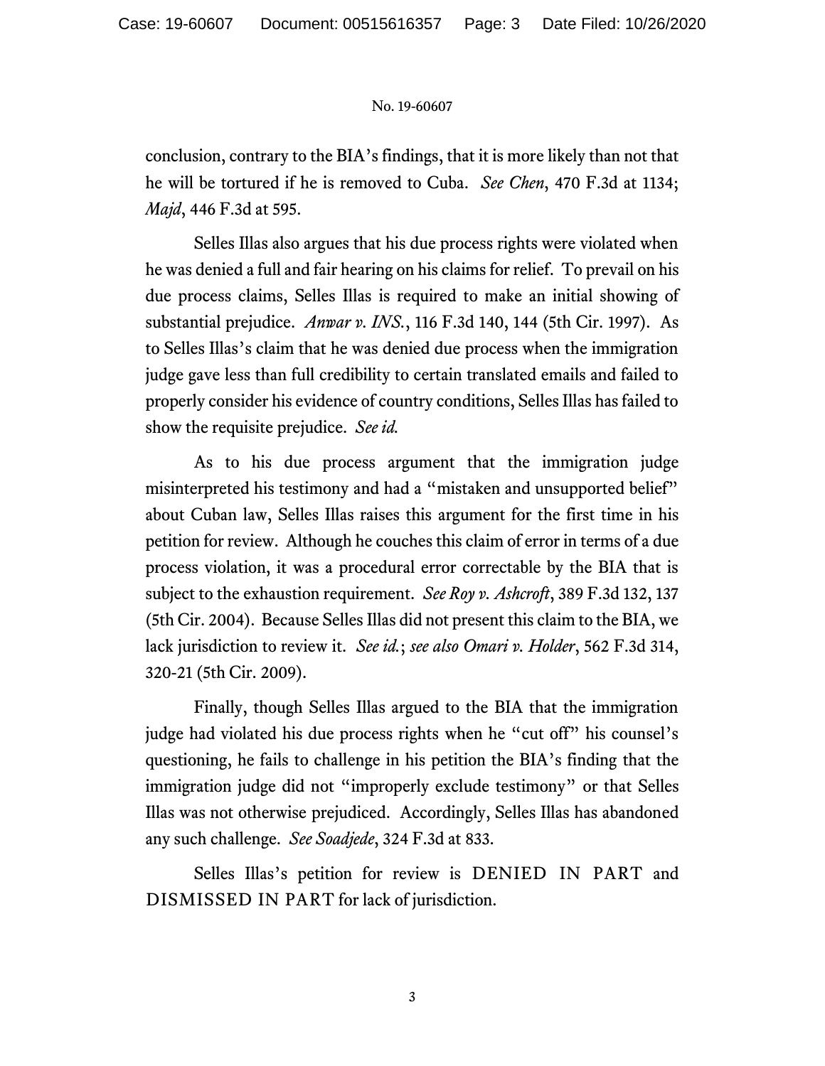conclusion, contrary to the BIA's findings, that it is more likely than not that he will be tortured if he is removed to Cuba. *See Chen*, 470 F.3d at 1134; *Majd*, 446 F.3d at 595.

Selles Illas also argues that his due process rights were violated when he was denied a full and fair hearing on his claims for relief. To prevail on his due process claims, Selles Illas is required to make an initial showing of substantial prejudice. *Anwar v. INS.*, 116 F.3d 140, 144 (5th Cir. 1997). As to Selles Illas's claim that he was denied due process when the immigration judge gave less than full credibility to certain translated emails and failed to properly consider his evidence of country conditions, Selles Illas has failed to show the requisite prejudice. *See id.*

As to his due process argument that the immigration judge misinterpreted his testimony and had a "mistaken and unsupported belief" about Cuban law, Selles Illas raises this argument for the first time in his petition for review. Although he couches this claim of error in terms of a due process violation, it was a procedural error correctable by the BIA that is subject to the exhaustion requirement. *See Roy v. Ashcroft*, 389 F.3d 132, 137 (5th Cir. 2004). Because Selles Illas did not present this claim to the BIA, we lack jurisdiction to review it. *See id.*; *see also Omari v. Holder*, 562 F.3d 314, 320-21 (5th Cir. 2009).

Finally, though Selles Illas argued to the BIA that the immigration judge had violated his due process rights when he "cut off" his counsel's questioning, he fails to challenge in his petition the BIA's finding that the immigration judge did not "improperly exclude testimony" or that Selles Illas was not otherwise prejudiced. Accordingly, Selles Illas has abandoned any such challenge. *See Soadjede*, 324 F.3d at 833.

Selles Illas's petition for review is DENIED IN PART and DISMISSED IN PART for lack of jurisdiction.